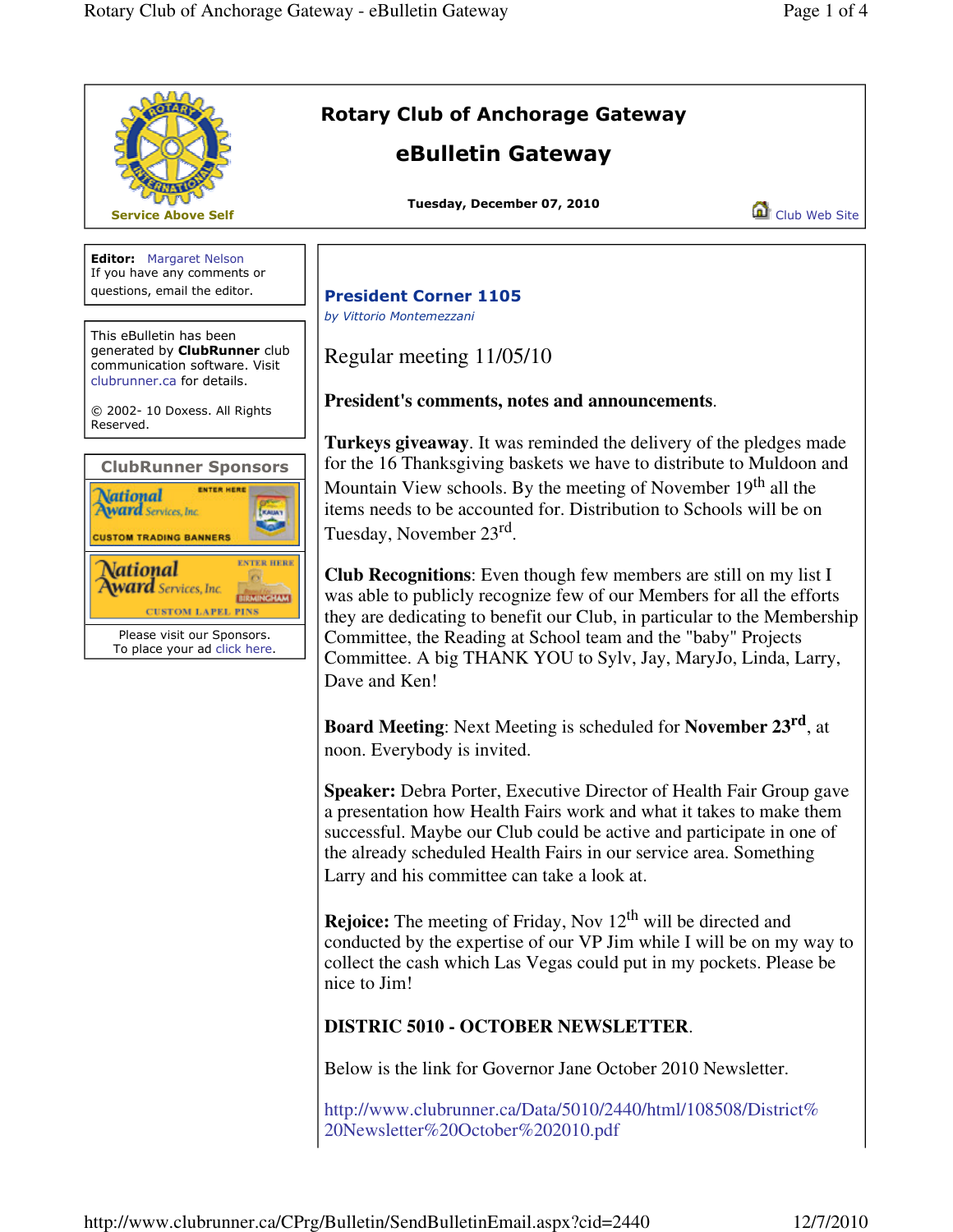# Rotary Club of Anchorage Gateway

## eBulletin Gateway

Service Above Self

**Tuesday, December 07, 2010**

Club Web Site

**Editor:** Margaret Nelson
If you have any comments or questions, email the editor.

This eBulletin has been generated by **ClubRunner** club communication software. Visit clubrunner.ca for details.

© 2002- 10 Doxess. All Rights Reserved.

**ClubRunner Sponsors**

National Award Services, Inc. — ENTER HERE — CUSTOM TRADING BANNERS

National Award Services, Inc. — ENTER HERE — CUSTOM LAPEL PINS

Please visit our Sponsors.
To place your ad click here.

### President Corner 1105

*by Vittorio Montemezzani*

Regular meeting 11/05/10

**President's comments, notes and announcements**.

**Turkeys giveaway**. It was reminded the delivery of the pledges made for the 16 Thanksgiving baskets we have to distribute to Muldoon and Mountain View schools. By the meeting of November 19th all the items needs to be accounted for. Distribution to Schools will be on Tuesday, November 23rd.

**Club Recognitions**: Even though few members are still on my list I was able to publicly recognize few of our Members for all the efforts they are dedicating to benefit our Club, in particular to the Membership Committee, the Reading at School team and the "baby" Projects Committee. A big THANK YOU to Sylv, Jay, MaryJo, Linda, Larry, Dave and Ken!

**Board Meeting**: Next Meeting is scheduled for **November 23rd**, at noon. Everybody is invited.

**Speaker:** Debra Porter, Executive Director of Health Fair Group gave a presentation how Health Fairs work and what it takes to make them successful. Maybe our Club could be active and participate in one of the already scheduled Health Fairs in our service area. Something Larry and his committee can take a look at.

**Rejoice:** The meeting of Friday, Nov 12th will be directed and conducted by the expertise of our VP Jim while I will be on my way to collect the cash which Las Vegas could put in my pockets. Please be nice to Jim!

**DISTRIC 5010 - OCTOBER NEWSLETTER**.

Below is the link for Governor Jane October 2010 Newsletter.

http://www.clubrunner.ca/Data/5010/2440/html/108508/District%20Newsletter%20October%202010.pdf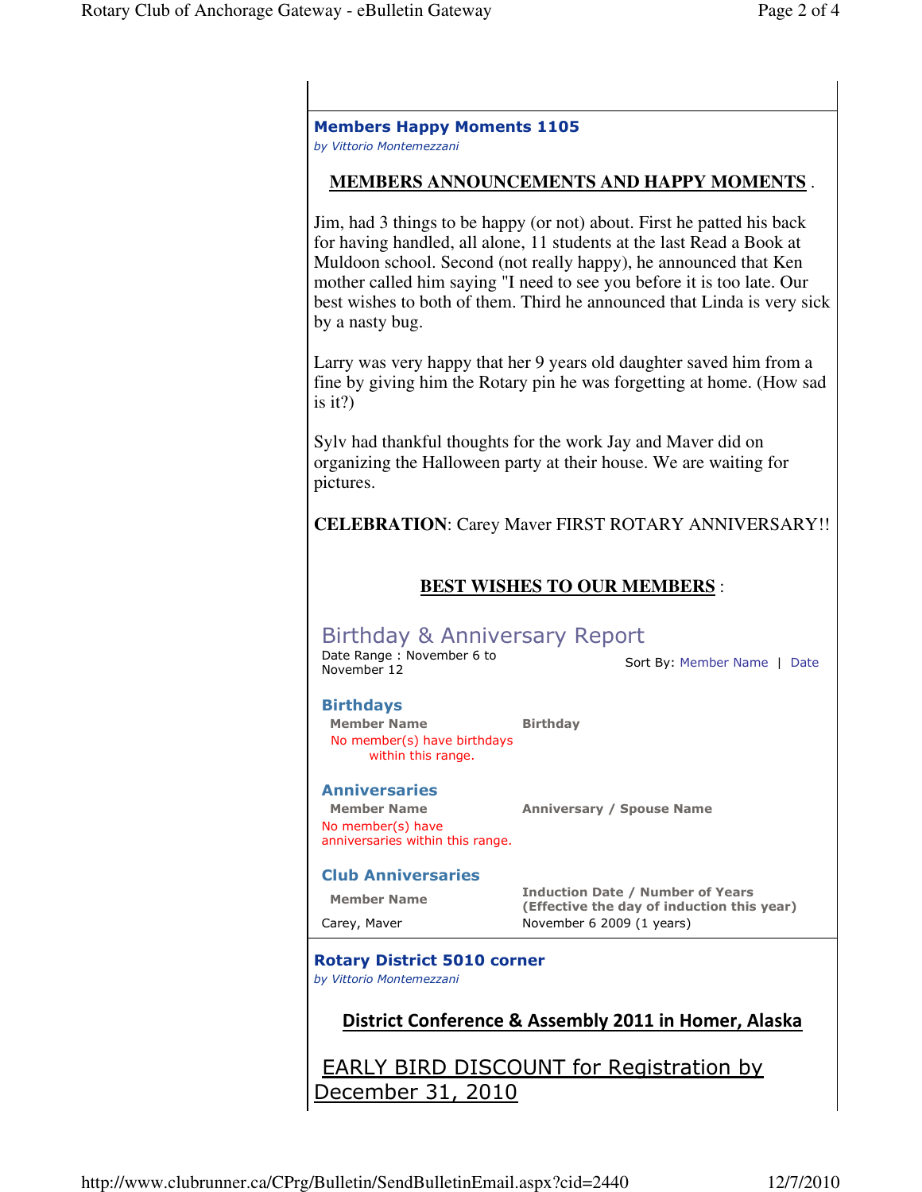## Members Happy Moments 1105

*by Vittorio Montemezzani*

**MEMBERS ANNOUNCEMENTS AND HAPPY MOMENTS** .

Jim, had 3 things to be happy (or not) about. First he patted his back for having handled, all alone, 11 students at the last Read a Book at Muldoon school. Second (not really happy), he announced that Ken mother called him saying "I need to see you before it is too late. Our best wishes to both of them. Third he announced that Linda is very sick by a nasty bug.

Larry was very happy that her 9 years old daughter saved him from a fine by giving him the Rotary pin he was forgetting at home. (How sad is it?)

Sylv had thankful thoughts for the work Jay and Maver did on organizing the Halloween party at their house. We are waiting for pictures.

**CELEBRATION**: Carey Maver FIRST ROTARY ANNIVERSARY!!

**BEST WISHES TO OUR MEMBERS** :

### Birthday & Anniversary Report

Date Range : November 6 to November 12

Sort By: Member Name | Date

#### Birthdays

| Member Name | Birthday |
|---|---|
| No member(s) have birthdays within this range. | |

#### Anniversaries

| Member Name | Anniversary / Spouse Name |
|---|---|
| No member(s) have anniversaries within this range. | |

#### Club Anniversaries

| Member Name | Induction Date / Number of Years (Effective the day of induction this year) |
|---|---|
| Carey, Maver | November 6 2009 (1 years) |

## Rotary District 5010 corner

*by Vittorio Montemezzani*

**District Conference & Assembly 2011 in Homer, Alaska**

EARLY BIRD DISCOUNT for Registration by December 31, 2010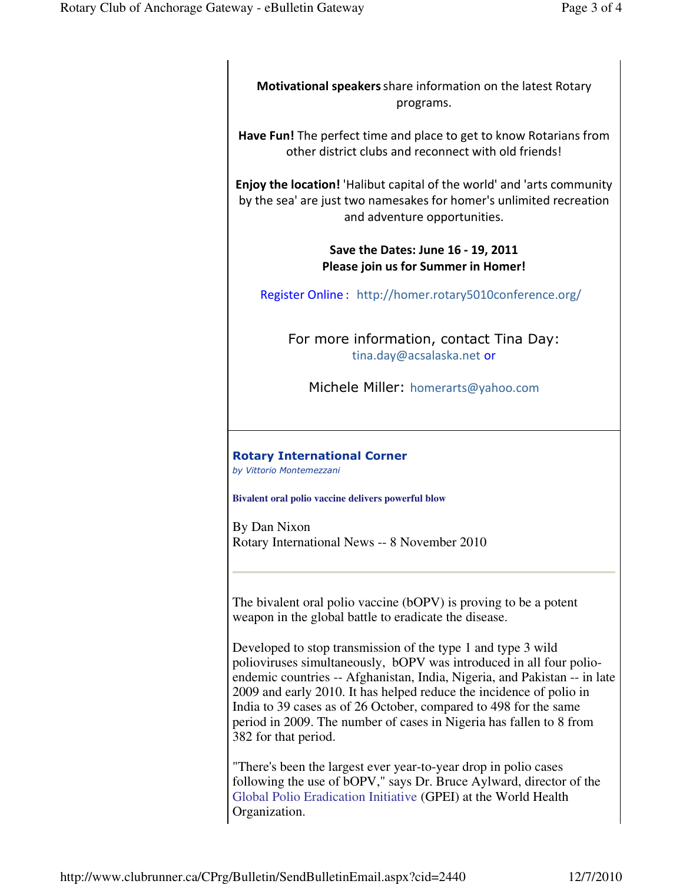**Motivational speakers** share information on the latest Rotary programs.

**Have Fun!** The perfect time and place to get to know Rotarians from other district clubs and reconnect with old friends!

**Enjoy the location!** 'Halibut capital of the world' and 'arts community by the sea' are just two namesakes for homer's unlimited recreation and adventure opportunities.

**Save the Dates: June 16 - 19, 2011**
**Please join us for Summer in Homer!**

Register Online : http://homer.rotary5010conference.org/

For more information, contact Tina Day:
tina.day@acsalaska.net or

Michele Miller: homerarts@yahoo.com

---

## Rotary International Corner

*by Vittorio Montemezzani*

**Bivalent oral polio vaccine delivers powerful blow**

By Dan Nixon
Rotary International News -- 8 November 2010

---

The bivalent oral polio vaccine (bOPV) is proving to be a potent weapon in the global battle to eradicate the disease.

Developed to stop transmission of the type 1 and type 3 wild polioviruses simultaneously, bOPV was introduced in all four polio-endemic countries -- Afghanistan, India, Nigeria, and Pakistan -- in late 2009 and early 2010. It has helped reduce the incidence of polio in India to 39 cases as of 26 October, compared to 498 for the same period in 2009. The number of cases in Nigeria has fallen to 8 from 382 for that period.

"There's been the largest ever year-to-year drop in polio cases following the use of bOPV," says Dr. Bruce Aylward, director of the Global Polio Eradication Initiative (GPEI) at the World Health Organization.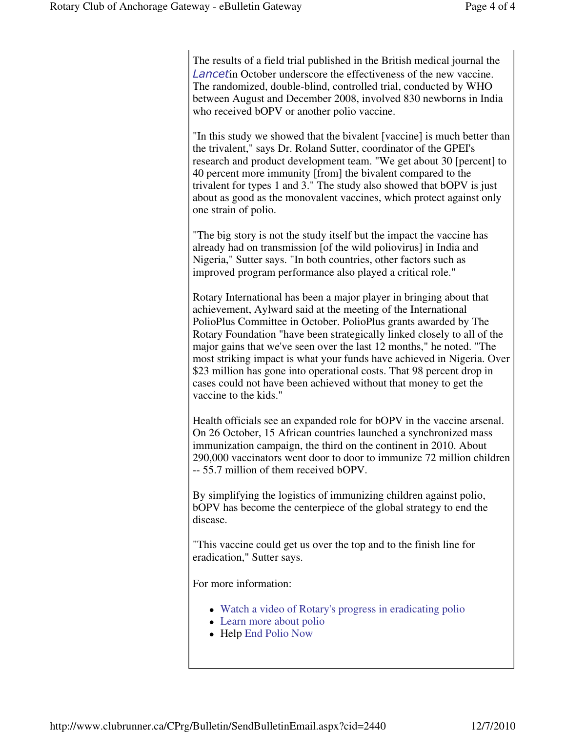The results of a field trial published in the British medical journal the *Lancet*in October underscore the effectiveness of the new vaccine. The randomized, double-blind, controlled trial, conducted by WHO between August and December 2008, involved 830 newborns in India who received bOPV or another polio vaccine.

"In this study we showed that the bivalent [vaccine] is much better than the trivalent," says Dr. Roland Sutter, coordinator of the GPEI's research and product development team. "We get about 30 [percent] to 40 percent more immunity [from] the bivalent compared to the trivalent for types 1 and 3." The study also showed that bOPV is just about as good as the monovalent vaccines, which protect against only one strain of polio.

"The big story is not the study itself but the impact the vaccine has already had on transmission [of the wild poliovirus] in India and Nigeria," Sutter says. "In both countries, other factors such as improved program performance also played a critical role."

Rotary International has been a major player in bringing about that achievement, Aylward said at the meeting of the International PolioPlus Committee in October. PolioPlus grants awarded by The Rotary Foundation "have been strategically linked closely to all of the major gains that we've seen over the last 12 months," he noted. "The most striking impact is what your funds have achieved in Nigeria. Over $23 million has gone into operational costs. That 98 percent drop in cases could not have been achieved without that money to get the vaccine to the kids."

Health officials see an expanded role for bOPV in the vaccine arsenal. On 26 October, 15 African countries launched a synchronized mass immunization campaign, the third on the continent in 2010. About 290,000 vaccinators went door to door to immunize 72 million children -- 55.7 million of them received bOPV.

By simplifying the logistics of immunizing children against polio, bOPV has become the centerpiece of the global strategy to end the disease.

"This vaccine could get us over the top and to the finish line for eradication," Sutter says.

For more information:

- Watch a video of Rotary's progress in eradicating polio
- Learn more about polio
- Help End Polio Now